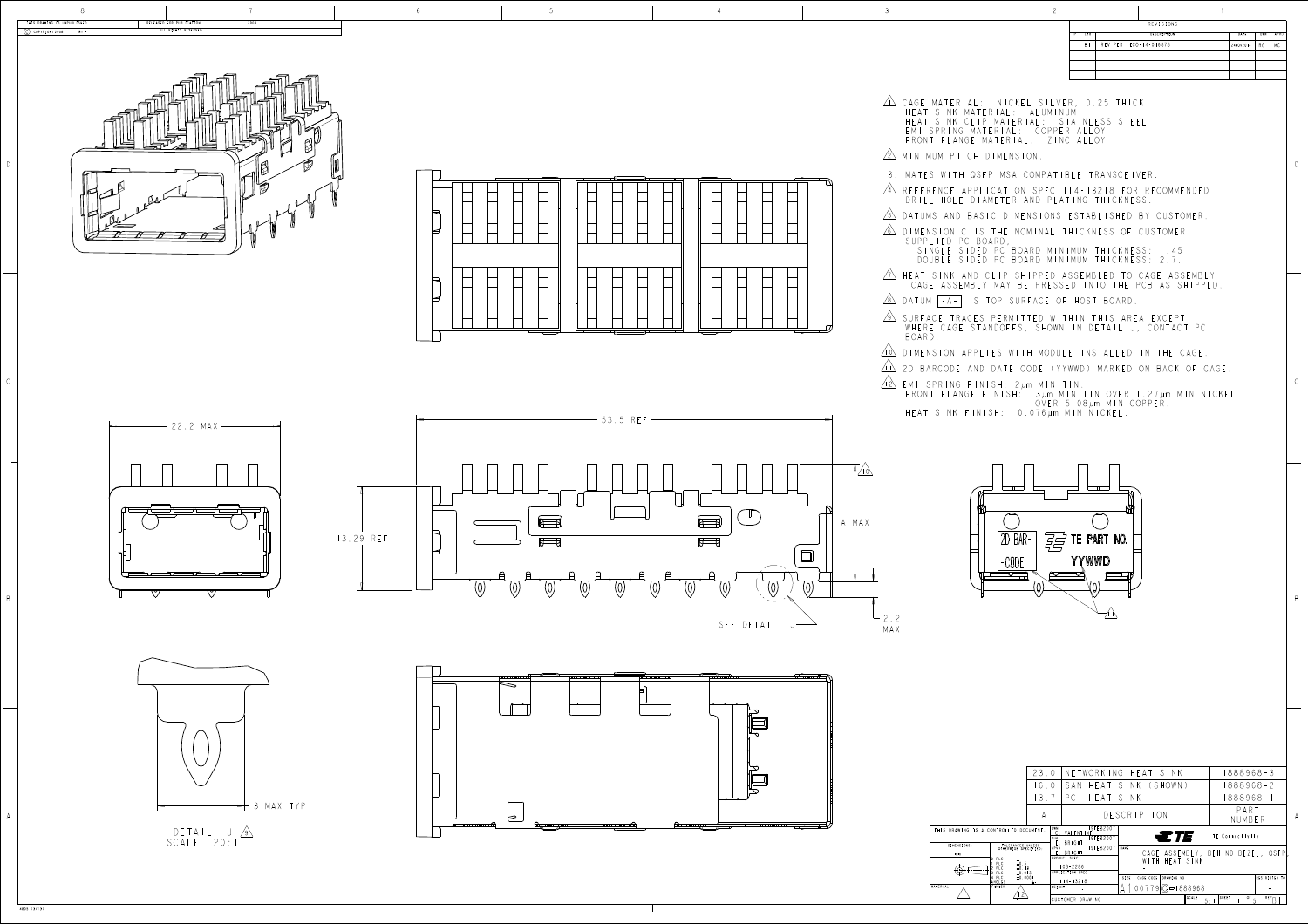THIS DRAWING IS UNPUBLISHED. RELEASED FOR PUBLICATION

© COPYRIGHT 2008 BY - ALL RIGHTS RESERVED

| REVISIONS | | | | |
|---|---|---|---|---|
| LTR | DESCRIPTION | DATE | DWN | APVD |
| B1 | REV PER ECO-14-016878 | 24NOV2014 | RG | MC |

1. CAGE MATERIAL: NICKEL SILVER, 0.25 THICK
   HEAT SINK MATERIAL: ALUMINUM
   HEAT SINK CLIP MATERIAL: STAINLESS STEEL
   EMI SPRING MATERIAL: COPPER ALLOY
   FRONT FLANGE MATERIAL: ZINC ALLOY
2. MINIMUM PITCH DIMENSION.
3. MATES WITH QSFP MSA COMPATIBLE TRANSCEIVER.
4. REFERENCE APPLICATION SPEC 114-13218 FOR RECOMMENDED DRILL HOLE DIAMETER AND PLATING THICKNESS.
5. DATUMS AND BASIC DIMENSIONS ESTABLISHED BY CUSTOMER.
6. DIMENSION C IS THE NOMINAL THICKNESS OF CUSTOMER SUPPLIED PC BOARD.
   SINGLE SIDED PC BOARD MINIMUM THICKNESS: 1.45
   DOUBLE SIDED PC BOARD MINIMUM THICKNESS: 2.7.
7. HEAT SINK AND CLIP SHIPPED ASSEMBLED TO CAGE ASSEMBLY CAGE ASSEMBLY MAY BE PRESSED INTO THE PCB AS SHIPPED.
8. DATUM -A- IS TOP SURFACE OF HOST BOARD.
9. SURFACE TRACES PERMITTED WITHIN THIS AREA EXCEPT WHERE CAGE STANDOFFS, SHOWN IN DETAIL J, CONTACT PC BOARD.
10. DIMENSION APPLIES WITH MODULE INSTALLED IN THE CAGE.
11. 2D BARCODE AND DATE CODE (YYWWD) MARKED ON BACK OF CAGE.
12. EMI SPRING FINISH: 2µm MIN TIN.
    FRONT FLANGE FINISH: 3µm MIN TIN OVER 1.27µm MIN NICKEL OVER 5.08µm MIN COPPER
    HEAT SINK FINISH: 0.076µm MIN NICKEL.

22.2 MAX

53.5 REF

13.29 REF

A MAX

2.2 MAX

SEE DETAIL J

2D BAR-CODE TE PART NO. YYWWD

DETAIL J
SCALE 20:1

3 MAX TYP

| A | DESCRIPTION | PART NUMBER |
|---|---|---|
| 23.0 | NETWORKING HEAT SINK | 1888968-3 |
| 16.0 | SAN HEAT SINK (SHOWN) | 1888968-2 |
| 13.7 | PCI HEAT SINK | 1888968-1 |

THIS DRAWING IS A CONTROLLED DOCUMENT.

DWN: C. VALENTINE
CHK: T. BRIGHT
APVD: E. BENGOT
PRODUCT SPEC: 108-2286
APPLICATION SPEC: 114-13218

TE Connectivity

NAME: CAGE ASSEMBLY, BEHIND BEZEL, QSFP, WITH HEAT SINK

SIZE: A1 CAGE CODE: 00779 DRAWING NO: C-1888968

SCALE: 5:1 SHEET 1 OF 5 REV B1

CUSTOMER DRAWING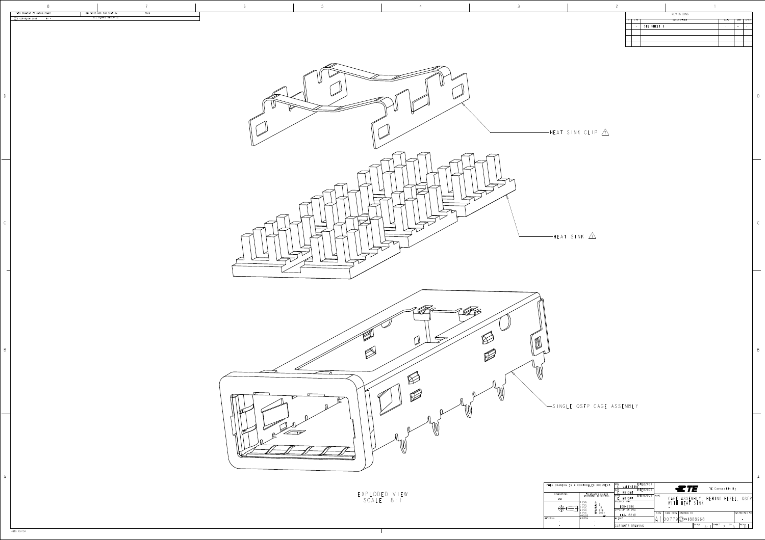THIS DRAWING IS UNPUBLISHED. RELEASED FOR PUBLICATION

© COPYRIGHT 2008 BY - ALL RIGHTS RESERVED.

| REVISIONS | | | | | |
|---|---|---|---|---|---|
| | | DESCRIPTION | DATE | DWN | APVD |
| | - | SEE SHEET 1 | - | - | - |

HEAT SINK CLIP

HEAT SINK

SINGLE QSFP CAGE ASSEMBLY

EXPLODED VIEW
SCALE 8:1

THIS DRAWING IS A CONTROLLED DOCUMENT.

DWN: C. VALENTINE
CHK: E. BRIGHT
APVD: E. BRIGHT

PRODUCT SPEC: 108-2286
APPLICATION SPEC: 114-13218

TE Connectivity

CAGE ASSEMBLY, BEHIND BEZEL, QSFP, WITH HEAT SINK

SIZE: A1 | CAGE CODE: 00779 | DRAWING NO: 1888968

CUSTOMER DRAWING | SCALE 5:1 | SHEET 2 OF 5 | REV B1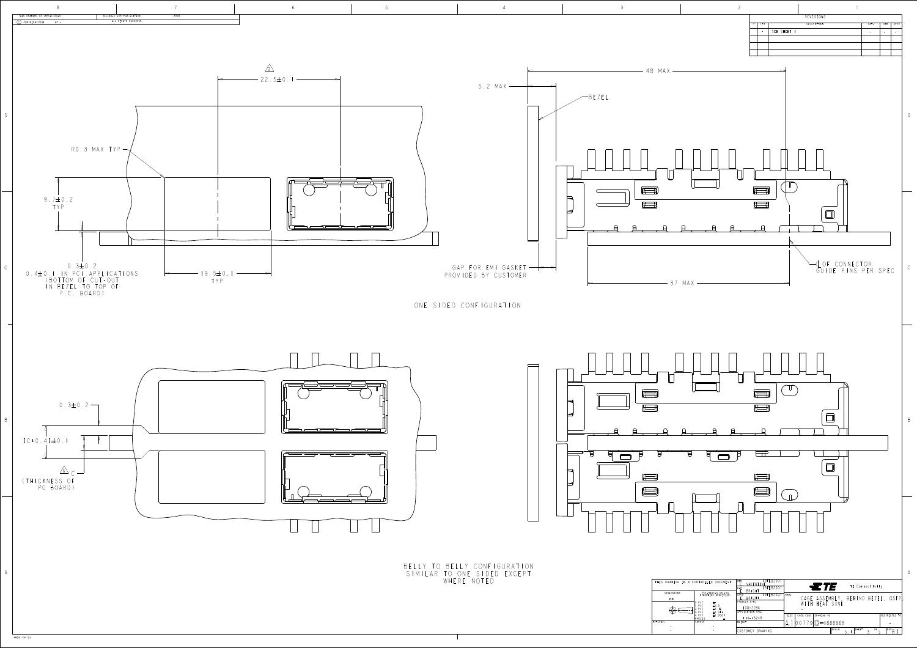THIS DRAWING IS UNPUBLISHED. RELEASED FOR PUBLICATION 2008

© COPYRIGHT 2008 BY - ALL RIGHTS RESERVED.

| REVISIONS | | | | | |
|---|---|---|---|---|---|
| ZO | LTR | DESCRIPTION | DATE | DWN | APVD |
| - | - | SEE SHEET 1 | - | - | - |

22.5±0.1

R0.3 MAX TYP

9.7±0.2 TYP

0.3±0.2

0.4±0.1 IN PCI APPLICATIONS (BOTTOM OF CUT-OUT IN BEZEL TO TOP OF P.C. BOARD)

19.5±0.1 TYP

5.2 MAX

48 MAX

BEZEL

GAP FOR EMI GASKET PROVIDED BY CUSTOMER

37 MAX

℄ OF CONNECTOR GUIDE PINS PER SPEC

ONE SIDED CONFIGURATION

0.3±0.2

[C+0.4]±0.1

C (THICKNESS OF PC BOARD)

BELLY TO BELLY CONFIGURATION SIMILAR TO ONE SIDED EXCEPT WHERE NOTED

THIS DRAWING IS A CONTROLLED DOCUMENT.

DIMENSIONS: mm

TOLERANCES UNLESS OTHERWISE SPECIFIED

DWN: C. VALENTINE

CHK: T. Bright

APVD: C. BRIGHT

PRODUCT SPEC: 108-2286

APPLICATION SPEC: 114-13218

WEIGHT: -

TE Connectivity

NAME: CAGE ASSEMBLY, BEHIND BEZEL, QSFP, WITH HEAT SINK

SIZE: A1 | CAGE CODE: 00779 | DRAWING NO: C-1888968 | RESTRICTED TO: -

CUSTOMER DRAWING

SCALE: 5:1 | SHEET 3 OF 5 | REV H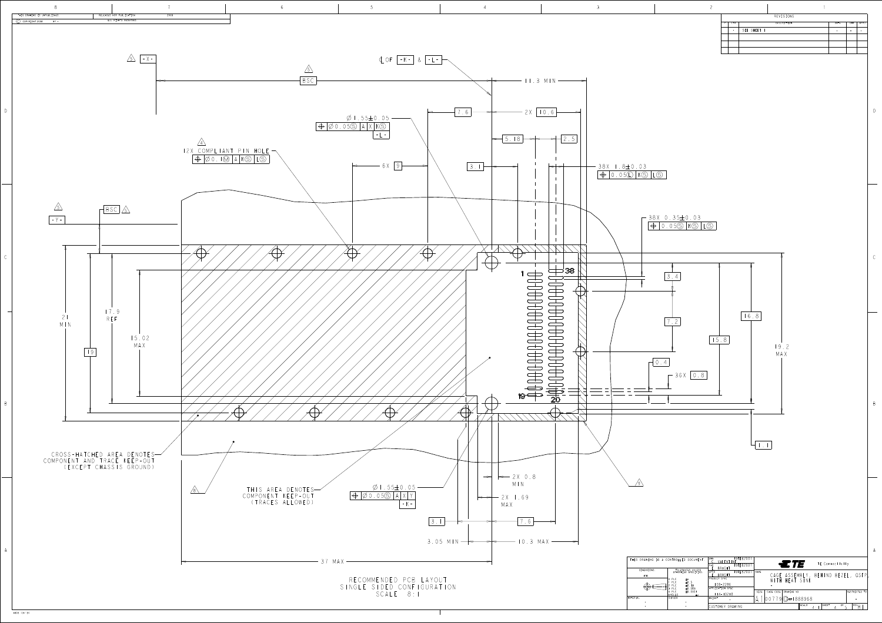THIS DRAWING IS UNPUBLISHED. RELEASED FOR PUBLICATION 20__

© COPYRIGHT 20__ BY - ALL RIGHTS RESERVED.

| REVISIONS | | | | | |
|---|---|---|---|---|---|
| P | LTR | DESCRIPTION | DATE | DWN | APVD |
| - | - | SEE SHEET 1 | - | - | - |

5 -X-

5 BSC

℄ OF -K- & -L-

11.3 MIN

7.6

2X 10.6

Ø 1.55±0.05

⌖ Ø0.05Ⓢ A X KⓈ

-L-

5.18

2.5

4 12X COMPLIANT PIN HOLE

⌖ Ø0.1Ⓜ A KⓈ LⓈ

6X 9

3.1

38X 1.8±0.03

⌖ 0.05Ⓛ KⓈ LⓈ

5 -Y-

BSC 5

38X 0.35±0.03

⌖ 0.05Ⓢ KⓈ LⓈ

1

38

3.4

21 MIN

17.9 REF

15.02 MAX

19

7.2

16.8

15.8

19.2 MAX

0.4

36X 0.8

19

20

1.1

CROSS-HATCHED AREA DENOTES COMPONENT AND TRACE KEEP-OUT (EXCEPT CHASSIS GROUND)

8

THIS AREA DENOTES COMPONENT KEEP-OUT (TRACES ALLOWED)

Ø 1.55±0.05

⌖ Ø0.05Ⓢ A X Y

-K-

2X 0.8 MIN

2X 1.69 MAX

8

3.1

7.6

3.05 MIN

10.3 MAX

37 MAX

RECOMMENDED PCB LAYOUT
SINGLE SIDED CONFIGURATION
SCALE 8:1

THIS DRAWING IS A CONTROLLED DOCUMENT.

DWN: C. VALENTINE
CHK: Y. Bhagat
APVD: C. BOWEN
PRODUCT SPEC: 108-2286
APPLICATION SPEC: 114-13218
WEIGHT: -

TE Connectivity

NAME: CAGE ASSEMBLY, BEHIND BEZEL, QSFP, WITH HEAT SINK

SIZE: A1 CAGE CODE: 00779 DRAWING NO: C-1888968

SCALE: 4:1 SHEET 4 OF 6 REV: B1

CUSTOMER DRAWING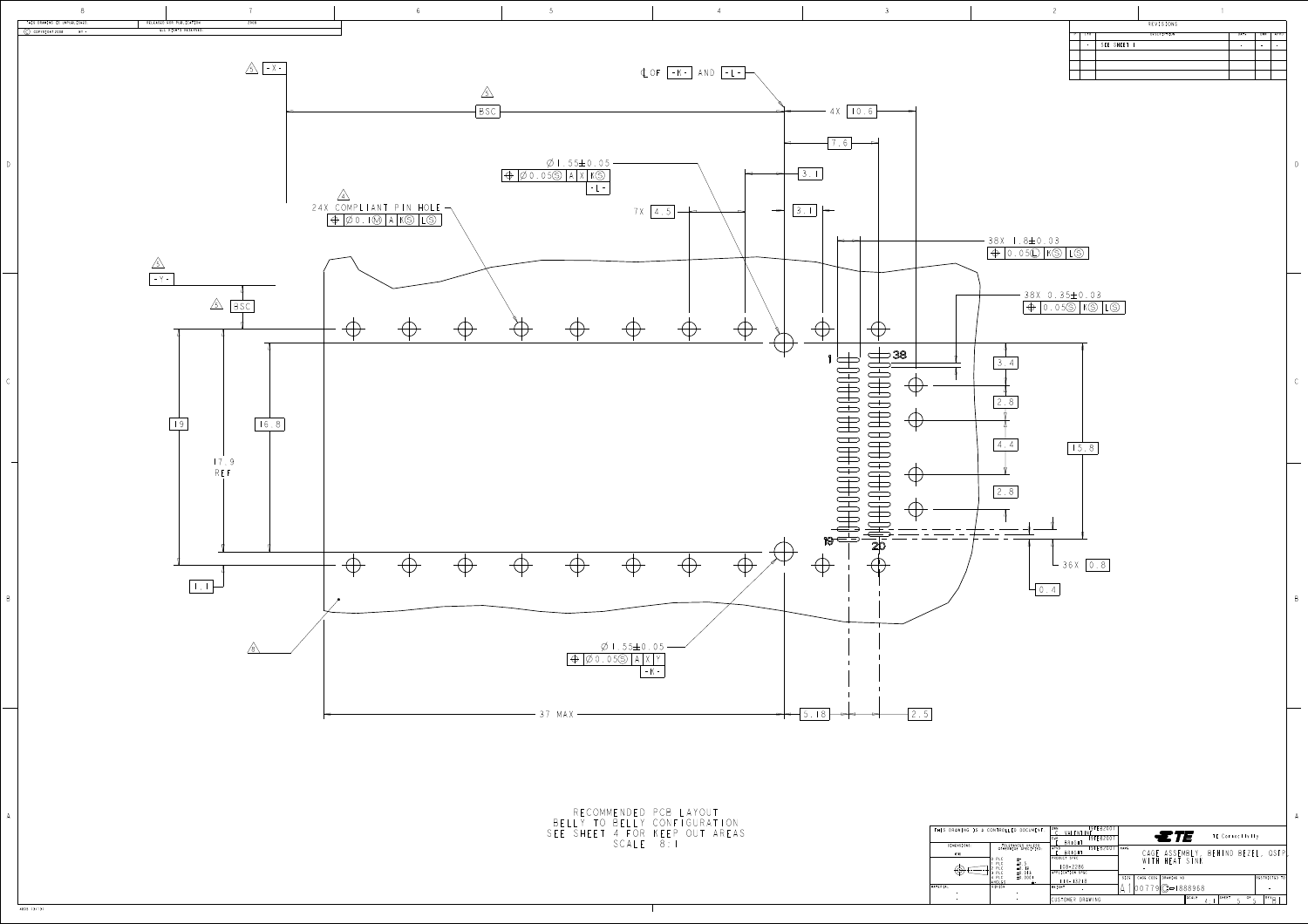THIS DRAWING IS UNPUBLISHED. © COPYRIGHT 2008 BY - RELEASED FOR PUBLICATION ALL RIGHTS RESERVED.

| REVISIONS | | | | |
|---|---|---|---|---|
| LTR | DESCRIPTION | DATE | DWN | APVD |
| - | SEE SHEET 1 | - | - | - |

5 -X-

5 BSC

℄ OF -K- AND -L-

4X 10.6

7.6

3.1

3.1

Ø1.55±0.05
⌖ Ø0.05Ⓢ A X KⓈ
-L-

4 24X COMPLIANT PIN HOLE
⌖ Ø0.1Ⓜ A KⓈ LⓈ

7X 4.5

38X 1.8±0.03
⌖ 0.05Ⓛ KⓈ LⓈ

38X 0.35±0.03
⌖ 0.05Ⓢ KⓈ LⓈ

5 -Y-

5 BSC

1 38

3.4

2.8

4.4

15.8

2.8

19

16.8

17.9 REF

19 20

36X 0.8

0.4

1.1

8

Ø1.55±0.05
⌖ Ø0.05Ⓢ A X Y
-K-

37 MAX

5.18

2.5

RECOMMENDED PCB LAYOUT
BELLY TO BELLY CONFIGURATION
SEE SHEET 4 FOR KEEP OUT AREAS
SCALE 8:1

THIS DRAWING IS A CONTROLLED DOCUMENT.

DIMENSIONS: mm

TOLERANCES UNLESS OTHERWISE SPECIFIED

DWN C. VALENTINE

CHK T. BRIGHT

APVD C. BRIGHT

PRODUCT SPEC 108-2286

APPLICATION SPEC 114-13218

WEIGHT -

MATERIAL -

FINISH -

TE Connectivity

NAME: CAGE ASSEMBLY, BEHIND BEZEL, QSFP, WITH HEAT SINK

SIZE A1 | CAGE CODE 00779 | DRAWING NO C-1888968 | RESTRICTED TO -

CUSTOMER DRAWING | SCALE 4:1 | SHEET 5 OF 6 | REV B1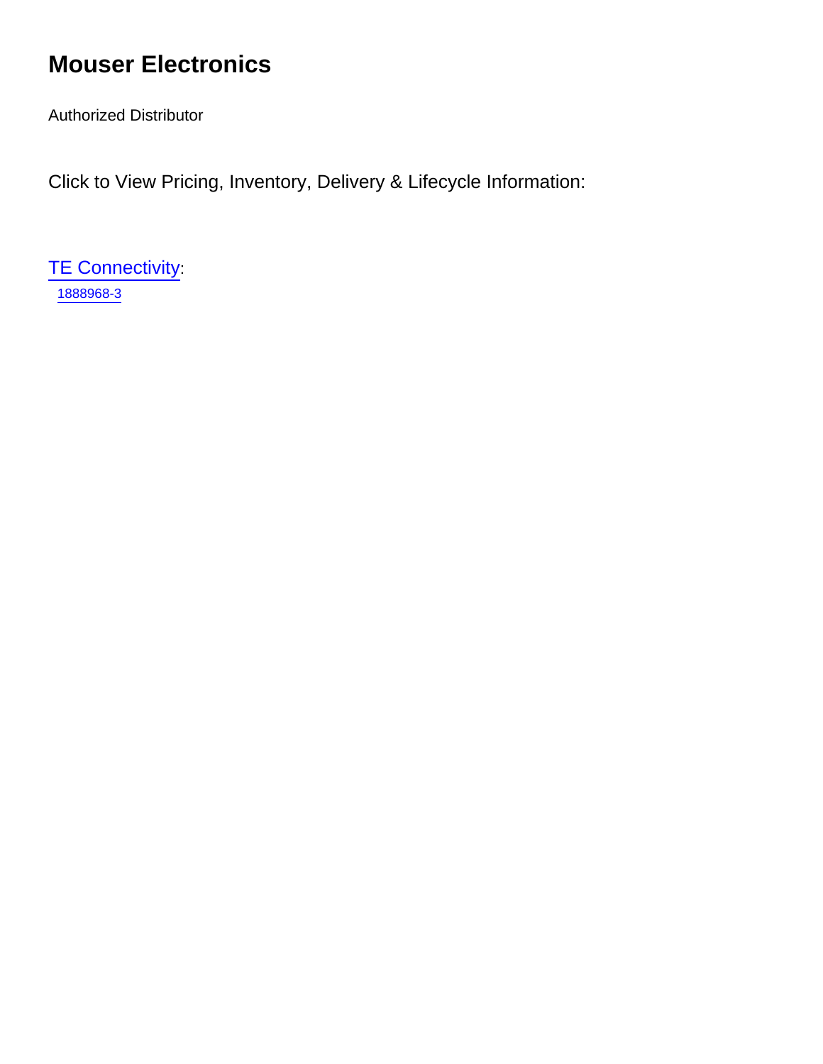# Mouser Electronics

Authorized Distributor

Click to View Pricing, Inventory, Delivery & Lifecycle Information:

TE Connectivity:

1888968-3